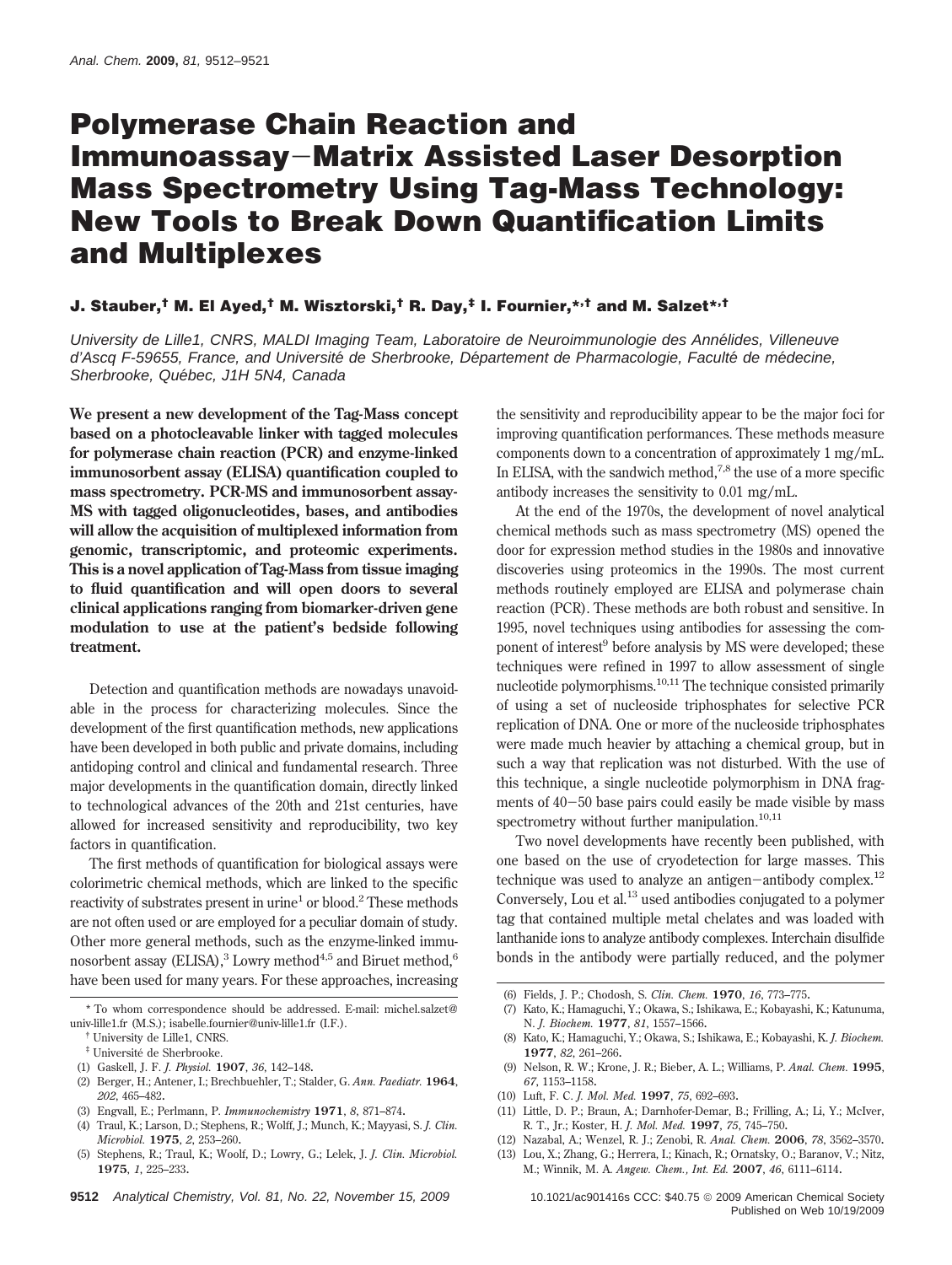# Polymerase Chain Reaction and Immunoassay−Matrix Assisted Laser Desorption Mass Spectrometry Using Tag-Mass Technology: New Tools to Break Down Quantification Limits and Multiplexes

**J. Stauber,[†] M. El Ayed,[†] M. Wisztorski,[†] R. Day,[‡] I. Fournier,[*,†] and M. Salzet[*,†]**

*University de Lille1, CNRS, MALDI Imaging Team, Laboratoire de Neuroimmunologie des Annélides, Villeneuve d'Ascq F-59655, France, and Université de Sherbrooke, Département de Pharmacologie, Faculté de médecine, Sherbrooke, Québec, J1H 5N4, Canada*

**We present a new development of the Tag-Mass concept based on a photocleavable linker with tagged molecules for polymerase chain reaction (PCR) and enzyme-linked immunosorbent assay (ELISA) quantification coupled to mass spectrometry. PCR-MS and immunosorbent assay-MS with tagged oligonucleotides, bases, and antibodies will allow the acquisition of multiplexed information from genomic, transcriptomic, and proteomic experiments. This is a novel application of Tag-Mass from tissue imaging to fluid quantification and will open doors to several clinical applications ranging from biomarker-driven gene modulation to use at the patient's bedside following treatment.**

Detection and quantification methods are nowadays unavoidable in the process for characterizing molecules. Since the development of the first quantification methods, new applications have been developed in both public and private domains, including antidoping control and clinical and fundamental research. Three major developments in the quantification domain, directly linked to technological advances of the 20th and 21st centuries, have allowed for increased sensitivity and reproducibility, two key factors in quantification.

The first methods of quantification for biological assays were colorimetric chemical methods, which are linked to the specific reactivity of substrates present in urine[1] or blood.[2] These methods are not often used or are employed for a peculiar domain of study. Other more general methods, such as the enzyme-linked immunosorbent assay (ELISA),[3] Lowry method[4,5] and Biruet method,[6] have been used for many years. For these approaches, increasing the sensitivity and reproducibility appear to be the major foci for improving quantification performances. These methods measure components down to a concentration of approximately 1 mg/mL. In ELISA, with the sandwich method,[7,8] the use of a more specific antibody increases the sensitivity to 0.01 mg/mL.

At the end of the 1970s, the development of novel analytical chemical methods such as mass spectrometry (MS) opened the door for expression method studies in the 1980s and innovative discoveries using proteomics in the 1990s. The most current methods routinely employed are ELISA and polymerase chain reaction (PCR). These methods are both robust and sensitive. In 1995, novel techniques using antibodies for assessing the component of interest[9] before analysis by MS were developed; these techniques were refined in 1997 to allow assessment of single nucleotide polymorphisms.[10,11] The technique consisted primarily of using a set of nucleoside triphosphates for selective PCR replication of DNA. One or more of the nucleoside triphosphates were made much heavier by attaching a chemical group, but in such a way that replication was not disturbed. With the use of this technique, a single nucleotide polymorphism in DNA fragments of 40−50 base pairs could easily be made visible by mass spectrometry without further manipulation.[10,11]

Two novel developments have recently been published, with one based on the use of cryodetection for large masses. This technique was used to analyze an antigen−antibody complex.[12] Conversely, Lou et al.[13] used antibodies conjugated to a polymer tag that contained multiple metal chelates and was loaded with lanthanide ions to analyze antibody complexes. Interchain disulfide bonds in the antibody were partially reduced, and the polymer

---

\* To whom correspondence should be addressed. E-mail: michel.salzet@univ-lille1.fr (M.S.); isabelle.fournier@univ-lille1.fr (I.F.).

† University de Lille1, CNRS.

‡ Université de Sherbrooke.

(1) Gaskell, J. F. *J. Physiol.* **1907**, *36*, 142–148.
(2) Berger, H.; Antener, I.; Brechbuehler, T.; Stalder, G. *Ann. Paediatr.* **1964**, *202*, 465–482.
(3) Engvall, E.; Perlmann, P. *Immunochemistry* **1971**, *8*, 871–874.
(4) Traul, K.; Larson, D.; Stephens, R.; Wolff, J.; Munch, K.; Mayyasi, S. *J. Clin. Microbiol.* **1975**, *2*, 253–260.
(5) Stephens, R.; Traul, K.; Woolf, D.; Lowry, G.; Lelek, J. *J. Clin. Microbiol.* **1975**, *1*, 225–233.
(6) Fields, J. P.; Chodosh, S. *Clin. Chem.* **1970**, *16*, 773–775.
(7) Kato, K.; Hamaguchi, Y.; Okawa, S.; Ishikawa, E.; Kobayashi, K.; Katunuma, N. *J. Biochem.* **1977**, *81*, 1557–1566.
(8) Kato, K.; Hamaguchi, Y.; Okawa, S.; Ishikawa, E.; Kobayashi, K. *J. Biochem.* **1977**, *82*, 261–266.
(9) Nelson, R. W.; Krone, J. R.; Bieber, A. L.; Williams, P. *Anal. Chem.* **1995**, *67*, 1153–1158.
(10) Luft, F. C. *J. Mol. Med.* **1997**, *75*, 692–693.
(11) Little, D. P.; Braun, A.; Darnhofer-Demar, B.; Frilling, A.; Li, Y.; McIver, R. T., Jr.; Koster, H. *J. Mol. Med.* **1997**, *75*, 745–750.
(12) Nazabal, A.; Wenzel, R. J.; Zenobi, R. *Anal. Chem.* **2006**, *78*, 3562–3570.
(13) Lou, X.; Zhang, G.; Herrera, I.; Kinach, R.; Ornatsky, O.; Baranov, V.; Nitz, M.; Winnik, M. A. *Angew. Chem., Int. Ed.* **2007**, *46*, 6111–6114.

10.1021/ac901416s CCC: $40.75 © 2009 American Chemical Society
Published on Web 10/19/2009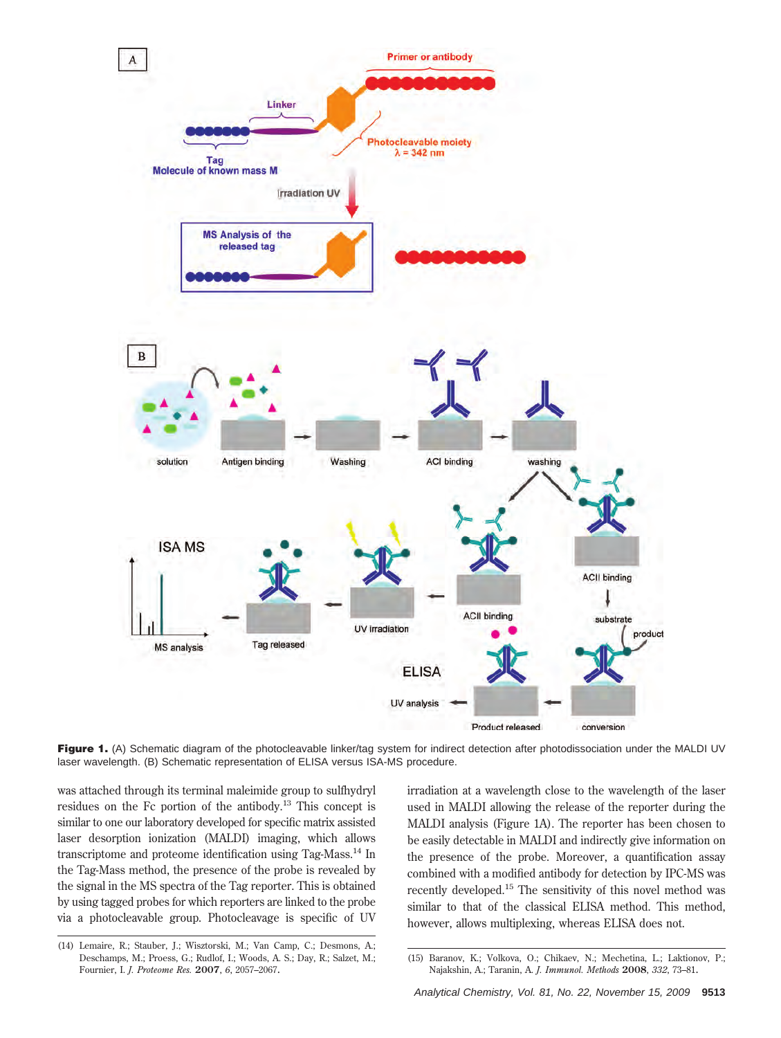**Figure 1.** (A) Schematic diagram of the photocleavable linker/tag system for indirect detection after photodissociation under the MALDI UV laser wavelength. (B) Schematic representation of ELISA versus ISA-MS procedure.

was attached through its terminal maleimide group to sulfhydryl residues on the Fc portion of the antibody.[13] This concept is similar to one our laboratory developed for specific matrix assisted laser desorption ionization (MALDI) imaging, which allows transcriptome and proteome identification using Tag-Mass.[14] In the Tag-Mass method, the presence of the probe is revealed by the signal in the MS spectra of the Tag reporter. This is obtained by using tagged probes for which reporters are linked to the probe via a photocleavable group. Photocleavage is specific of UV irradiation at a wavelength close to the wavelength of the laser used in MALDI allowing the release of the reporter during the MALDI analysis (Figure 1A). The reporter has been chosen to be easily detectable in MALDI and indirectly give information on the presence of the probe. Moreover, a quantification assay combined with a modified antibody for detection by IPC-MS was recently developed.[15] The sensitivity of this novel method was similar to that of the classical ELISA method. This method, however, allows multiplexing, whereas ELISA does not.

(14) Lemaire, R.; Stauber, J.; Wisztorski, M.; Van Camp, C.; Desmons, A.; Deschamps, M.; Proess, G.; Rudlof, I.; Woods, A. S.; Day, R.; Salzet, M.; Fournier, I. *J. Proteome Res.* **2007**, *6*, 2057–2067.

(15) Baranov, K.; Volkova, O.; Chikaev, N.; Mechetina, L.; Laktionov, P.; Najakshin, A.; Taranin, A. *J. Immunol. Methods* **2008**, *332*, 73–81.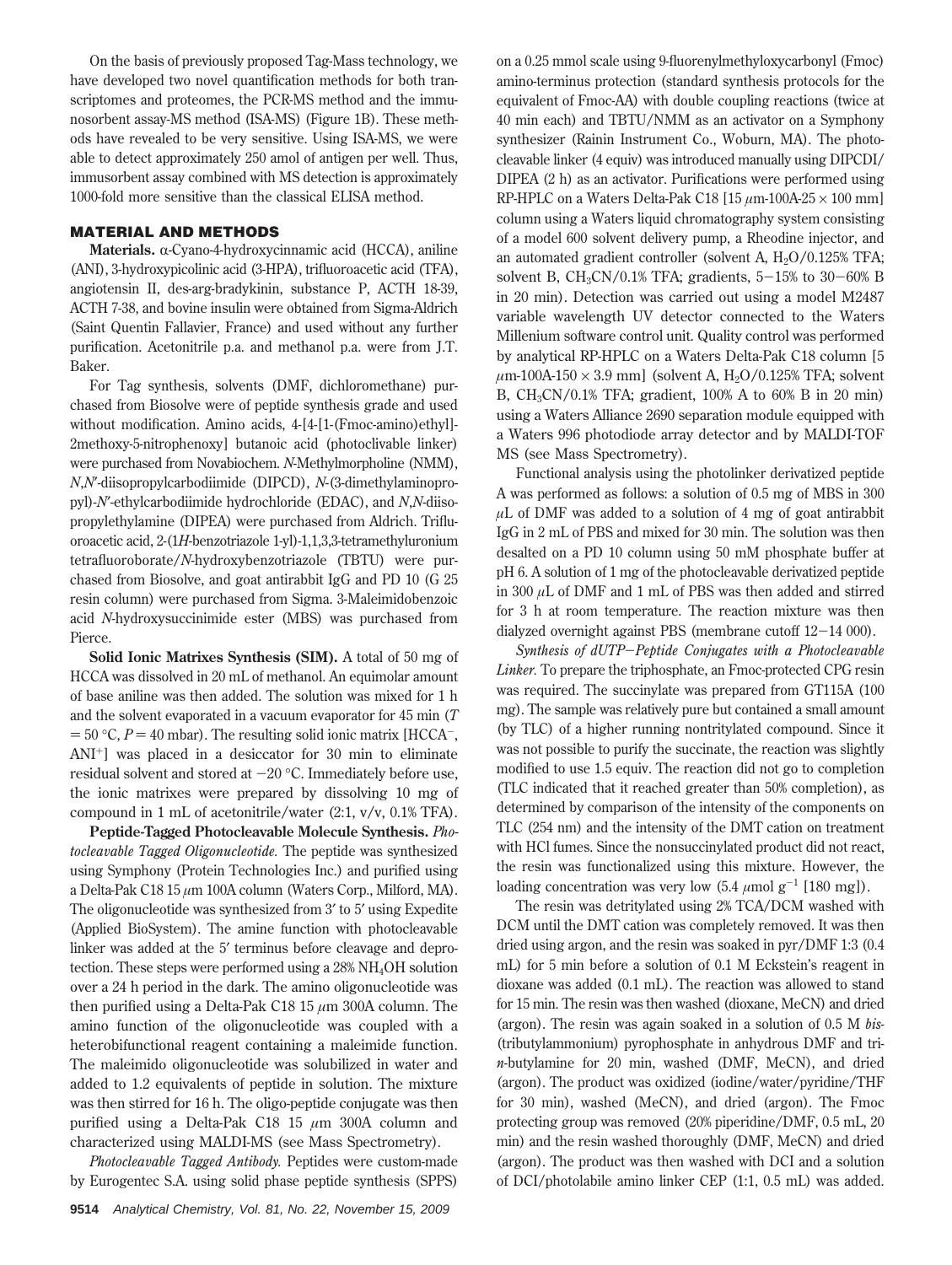On the basis of previously proposed Tag-Mass technology, we have developed two novel quantification methods for both transcriptomes and proteomes, the PCR-MS method and the immunosorbent assay-MS method (ISA-MS) (Figure 1B). These methods have revealed to be very sensitive. Using ISA-MS, we were able to detect approximately 250 amol of antigen per well. Thus, immusorbent assay combined with MS detection is approximately 1000-fold more sensitive than the classical ELISA method.

## MATERIAL AND METHODS

**Materials.** α-Cyano-4-hydroxycinnamic acid (HCCA), aniline (ANI), 3-hydroxypicolinic acid (3-HPA), trifluoroacetic acid (TFA), angiotensin II, des-arg-bradykinin, substance P, ACTH 18-39, ACTH 7-38, and bovine insulin were obtained from Sigma-Aldrich (Saint Quentin Fallavier, France) and used without any further purification. Acetonitrile p.a. and methanol p.a. were from J.T. Baker.

For Tag synthesis, solvents (DMF, dichloromethane) purchased from Biosolve were of peptide synthesis grade and used without modification. Amino acids, 4-[4-[1-(Fmoc-amino)ethyl]-2methoxy-5-nitrophenoxy] butanoic acid (photoclivable linker) were purchased from Novabiochem. *N*-Methylmorpholine (NMM), *N*,*N*′-diisopropylcarbodiimide (DIPCD), *N*-(3-dimethylaminopropyl)-*N*′-ethylcarbodiimide hydrochloride (EDAC), and *N*,*N*-diisopropylethylamine (DIPEA) were purchased from Aldrich. Trifluoroacetic acid, 2-(1*H*-benzotriazole 1-yl)-1,1,3,3-tetramethyluronium tetrafluoroborate/*N*-hydroxybenzotriazole (TBTU) were purchased from Biosolve, and goat antirabbit IgG and PD 10 (G 25 resin column) were purchased from Sigma. 3-Maleimidobenzoic acid *N*-hydroxysuccinimide ester (MBS) was purchased from Pierce.

**Solid Ionic Matrixes Synthesis (SIM).** A total of 50 mg of HCCA was dissolved in 20 mL of methanol. An equimolar amount of base aniline was then added. The solution was mixed for 1 h and the solvent evaporated in a vacuum evaporator for 45 min ($T = 50$ °C, $P = 40$ mbar). The resulting solid ionic matrix [$HCCA^-$, $ANI^+$] was placed in a desiccator for 30 min to eliminate residual solvent and stored at −20 °C. Immediately before use, the ionic matrixes were prepared by dissolving 10 mg of compound in 1 mL of acetonitrile/water (2:1, v/v, 0.1% TFA).

**Peptide-Tagged Photocleavable Molecule Synthesis.** *Photocleavable Tagged Oligonucleotide.* The peptide was synthesized using Symphony (Protein Technologies Inc.) and purified using a Delta-Pak C18 15 μm 100A column (Waters Corp., Milford, MA). The oligonucleotide was synthesized from 3′ to 5′ using Expedite (Applied BioSystem). The amine function with photocleavable linker was added at the 5′ terminus before cleavage and deprotection. These steps were performed using a 28% $NH_4OH$ solution over a 24 h period in the dark. The amino oligonucleotide was then purified using a Delta-Pak C18 15 μm 300A column. The amino function of the oligonucleotide was coupled with a heterobifunctional reagent containing a maleimide function. The maleimido oligonucleotide was solubilized in water and added to 1.2 equivalents of peptide in solution. The mixture was then stirred for 16 h. The oligo-peptide conjugate was then purified using a Delta-Pak C18 15 μm 300A column and characterized using MALDI-MS (see Mass Spectrometry).

*Photocleavable Tagged Antibody.* Peptides were custom-made by Eurogentec S.A. using solid phase peptide synthesis (SPPS) on a 0.25 mmol scale using 9-fluorenylmethyloxycarbonyl (Fmoc) amino-terminus protection (standard synthesis protocols for the equivalent of Fmoc-AA) with double coupling reactions (twice at 40 min each) and TBTU/NMM as an activator on a Symphony synthesizer (Rainin Instrument Co., Woburn, MA). The photocleavable linker (4 equiv) was introduced manually using DIPCDI/DIPEA (2 h) as an activator. Purifications were performed using RP-HPLC on a Waters Delta-Pak C18 [15 μm-100A-25 × 100 mm] column using a Waters liquid chromatography system consisting of a model 600 solvent delivery pump, a Rheodine injector, and an automated gradient controller (solvent A, $H_2O$/0.125% TFA; solvent B, $CH_3CN$/0.1% TFA; gradients, 5−15% to 30−60% B in 20 min). Detection was carried out using a model M2487 variable wavelength UV detector connected to the Waters Millenium software control unit. Quality control was performed by analytical RP-HPLC on a Waters Delta-Pak C18 column [5 μm-100A-150 × 3.9 mm] (solvent A, $H_2O$/0.125% TFA; solvent B, $CH_3CN$/0.1% TFA; gradient, 100% A to 60% B in 20 min) using a Waters Alliance 2690 separation module equipped with a Waters 996 photodiode array detector and by MALDI-TOF MS (see Mass Spectrometry).

Functional analysis using the photolinker derivatized peptide A was performed as follows: a solution of 0.5 mg of MBS in 300 μL of DMF was added to a solution of 4 mg of goat antirabbit IgG in 2 mL of PBS and mixed for 30 min. The solution was then desalted on a PD 10 column using 50 mM phosphate buffer at pH 6. A solution of 1 mg of the photocleavable derivatized peptide in 300 μL of DMF and 1 mL of PBS was then added and stirred for 3 h at room temperature. The reaction mixture was then dialyzed overnight against PBS (membrane cutoff 12−14 000).

*Synthesis of dUTP−Peptide Conjugates with a Photocleavable Linker.* To prepare the triphosphate, an Fmoc-protected CPG resin was required. The succinylate was prepared from GT115A (100 mg). The sample was relatively pure but contained a small amount (by TLC) of a higher running nontritylated compound. Since it was not possible to purify the succinate, the reaction was slightly modified to use 1.5 equiv. The reaction did not go to completion (TLC indicated that it reached greater than 50% completion), as determined by comparison of the intensity of the components on TLC (254 nm) and the intensity of the DMT cation on treatment with HCl fumes. Since the nonsuccinylated product did not react, the resin was functionalized using this mixture. However, the loading concentration was very low (5.4 μmol $g^{-1}$ [180 mg]).

The resin was detritylated using 2% TCA/DCM washed with DCM until the DMT cation was completely removed. It was then dried using argon, and the resin was soaked in pyr/DMF 1:3 (0.4 mL) for 5 min before a solution of 0.1 M Eckstein's reagent in dioxane was added (0.1 mL). The reaction was allowed to stand for 15 min. The resin was then washed (dioxane, MeCN) and dried (argon). The resin was again soaked in a solution of 0.5 M *bis*-(tributylammonium) pyrophosphate in anhydrous DMF and tri-*n*-butylamine for 20 min, washed (DMF, MeCN), and dried (argon). The product was oxidized (iodine/water/pyridine/THF for 30 min), washed (MeCN), and dried (argon). The Fmoc protecting group was removed (20% piperidine/DMF, 0.5 mL, 20 min) and the resin washed thoroughly (DMF, MeCN) and dried (argon). The product was then washed with DCI and a solution of DCI/photolabile amino linker CEP (1:1, 0.5 mL) was added.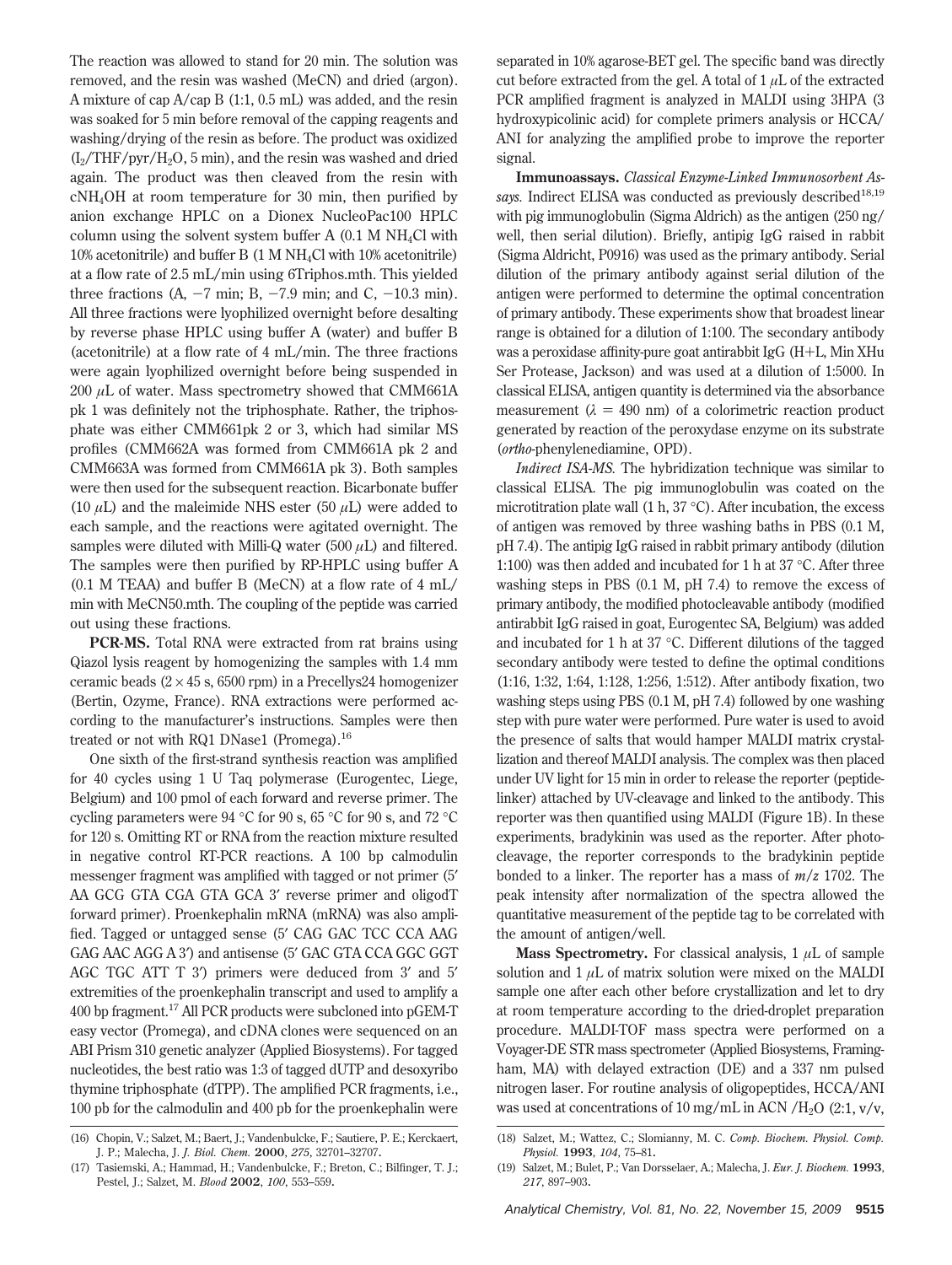The reaction was allowed to stand for 20 min. The solution was removed, and the resin was washed (MeCN) and dried (argon). A mixture of cap A/cap B (1:1, 0.5 mL) was added, and the resin was soaked for 5 min before removal of the capping reagents and washing/drying of the resin as before. The product was oxidized ($I_2$/THF/pyr/$H_2O$, 5 min), and the resin was washed and dried again. The product was then cleaved from the resin with c$NH_4OH$ at room temperature for 30 min, then purified by anion exchange HPLC on a Dionex NucleoPac100 HPLC column using the solvent system buffer A (0.1 M $NH_4Cl$ with 10% acetonitrile) and buffer B (1 M $NH_4Cl$ with 10% acetonitrile) at a flow rate of 2.5 mL/min using 6Triphos.mth. This yielded three fractions (A, −7 min; B, −7.9 min; and C, −10.3 min). All three fractions were lyophilized overnight before desalting by reverse phase HPLC using buffer A (water) and buffer B (acetonitrile) at a flow rate of 4 mL/min. The three fractions were again lyophilized overnight before being suspended in 200 $\mu$L of water. Mass spectrometry showed that CMM661A pk 1 was definitely not the triphosphate. Rather, the triphosphate was either CMM661pk 2 or 3, which had similar MS profiles (CMM662A was formed from CMM661A pk 2 and CMM663A was formed from CMM661A pk 3). Both samples were then used for the subsequent reaction. Bicarbonate buffer (10 $\mu$L) and the maleimide NHS ester (50 $\mu$L) were added to each sample, and the reactions were agitated overnight. The samples were diluted with Milli-Q water (500 $\mu$L) and filtered. The samples were then purified by RP-HPLC using buffer A (0.1 M TEAA) and buffer B (MeCN) at a flow rate of 4 mL/min with MeCN50.mth. The coupling of the peptide was carried out using these fractions.

**PCR-MS.** Total RNA were extracted from rat brains using Qiazol lysis reagent by homogenizing the samples with 1.4 mm ceramic beads (2 × 45 s, 6500 rpm) in a Precellys24 homogenizer (Bertin, Ozyme, France). RNA extractions were performed according to the manufacturer's instructions. Samples were then treated or not with RQ1 DNase1 (Promega).[16]

One sixth of the first-strand synthesis reaction was amplified for 40 cycles using 1 U Taq polymerase (Eurogentec, Liege, Belgium) and 100 pmol of each forward and reverse primer. The cycling parameters were 94 °C for 90 s, 65 °C for 90 s, and 72 °C for 120 s. Omitting RT or RNA from the reaction mixture resulted in negative control RT-PCR reactions. A 100 bp calmodulin messenger fragment was amplified with tagged or not primer (5′ AA GCG GTA CGA GTA GCA 3′ reverse primer and oligodT forward primer). Proenkephalin mRNA (mRNA) was also amplified. Tagged or untagged sense (5′ CAG GAC TCC CCA AAG GAG AAC AGG A 3′) and antisense (5′ GAC GTA CCA GGC GGT AGC TGC ATT T 3′) primers were deduced from 3′ and 5′ extremities of the proenkephalin transcript and used to amplify a 400 bp fragment.[17] All PCR products were subcloned into pGEM-T easy vector (Promega), and cDNA clones were sequenced on an ABI Prism 310 genetic analyzer (Applied Biosystems). For tagged nucleotides, the best ratio was 1:3 of tagged dUTP and desoxyribo thymine triphosphate (dTPP). The amplified PCR fragments, i.e., 100 pb for the calmodulin and 400 pb for the proenkephalin were separated in 10% agarose-BET gel. The specific band was directly cut before extracted from the gel. A total of 1 $\mu$L of the extracted PCR amplified fragment is analyzed in MALDI using 3HPA (3 hydroxypicolinic acid) for complete primers analysis or HCCA/ANI for analyzing the amplified probe to improve the reporter signal.

**Immunoassays.** *Classical Enzyme-Linked Immunosorbent Assays.* Indirect ELISA was conducted as previously described[18,19] with pig immunoglobulin (Sigma Aldrich) as the antigen (250 ng/well, then serial dilution). Briefly, antipig IgG raised in rabbit (Sigma Aldricht, P0916) was used as the primary antibody. Serial dilution of the primary antibody against serial dilution of the antigen were performed to determine the optimal concentration of primary antibody. These experiments show that broadest linear range is obtained for a dilution of 1:100. The secondary antibody was a peroxidase affinity-pure goat antirabbit IgG (H+L, Min XHu Ser Protease, Jackson) and was used at a dilution of 1:5000. In classical ELISA, antigen quantity is determined via the absorbance measurement ($\lambda$ = 490 nm) of a colorimetric reaction product generated by reaction of the peroxydase enzyme on its substrate (*ortho*-phenylenediamine, OPD).

*Indirect ISA-MS.* The hybridization technique was similar to classical ELISA. The pig immunoglobulin was coated on the microtitration plate wall (1 h, 37 °C). After incubation, the excess of antigen was removed by three washing baths in PBS (0.1 M, pH 7.4). The antipig IgG raised in rabbit primary antibody (dilution 1:100) was then added and incubated for 1 h at 37 °C. After three washing steps in PBS (0.1 M, pH 7.4) to remove the excess of primary antibody, the modified photocleavable antibody (modified antirabbit IgG raised in goat, Eurogentec SA, Belgium) was added and incubated for 1 h at 37 °C. Different dilutions of the tagged secondary antibody were tested to define the optimal conditions (1:16, 1:32, 1:64, 1:128, 1:256, 1:512). After antibody fixation, two washing steps using PBS (0.1 M, pH 7.4) followed by one washing step with pure water were performed. Pure water is used to avoid the presence of salts that would hamper MALDI matrix crystallization and thereof MALDI analysis. The complex was then placed under UV light for 15 min in order to release the reporter (peptide-linker) attached by UV-cleavage and linked to the antibody. This reporter was then quantified using MALDI (Figure 1B). In these experiments, bradykinin was used as the reporter. After photocleavage, the reporter corresponds to the bradykinin peptide bonded to a linker. The reporter has a mass of *m*/*z* 1702. The peak intensity after normalization of the spectra allowed the quantitative measurement of the peptide tag to be correlated with the amount of antigen/well.

**Mass Spectrometry.** For classical analysis, 1 $\mu$L of sample solution and 1 $\mu$L of matrix solution were mixed on the MALDI sample one after each other before crystallization and let to dry at room temperature according to the dried-droplet preparation procedure. MALDI-TOF mass spectra were performed on a Voyager-DE STR mass spectrometer (Applied Biosystems, Framingham, MA) with delayed extraction (DE) and a 337 nm pulsed nitrogen laser. For routine analysis of oligopeptides, HCCA/ANI was used at concentrations of 10 mg/mL in ACN /$H_2O$ (2:1, v/v,

(16) Chopin, V.; Salzet, M.; Baert, J.; Vandenbulcke, F.; Sautiere, P. E.; Kerckaert, J. P.; Malecha, J. *J. Biol. Chem.* **2000**, *275*, 32701–32707.

(17) Tasiemski, A.; Hammad, H.; Vandenbulcke, F.; Breton, C.; Bilfinger, T. J.; Pestel, J.; Salzet, M. *Blood* **2002**, *100*, 553–559.

(18) Salzet, M.; Wattez, C.; Slomianny, M. C. *Comp. Biochem. Physiol. Comp. Physiol.* **1993**, *104*, 75–81.

(19) Salzet, M.; Bulet, P.; Van Dorsselaer, A.; Malecha, J. *Eur. J. Biochem.* **1993**, *217*, 897–903.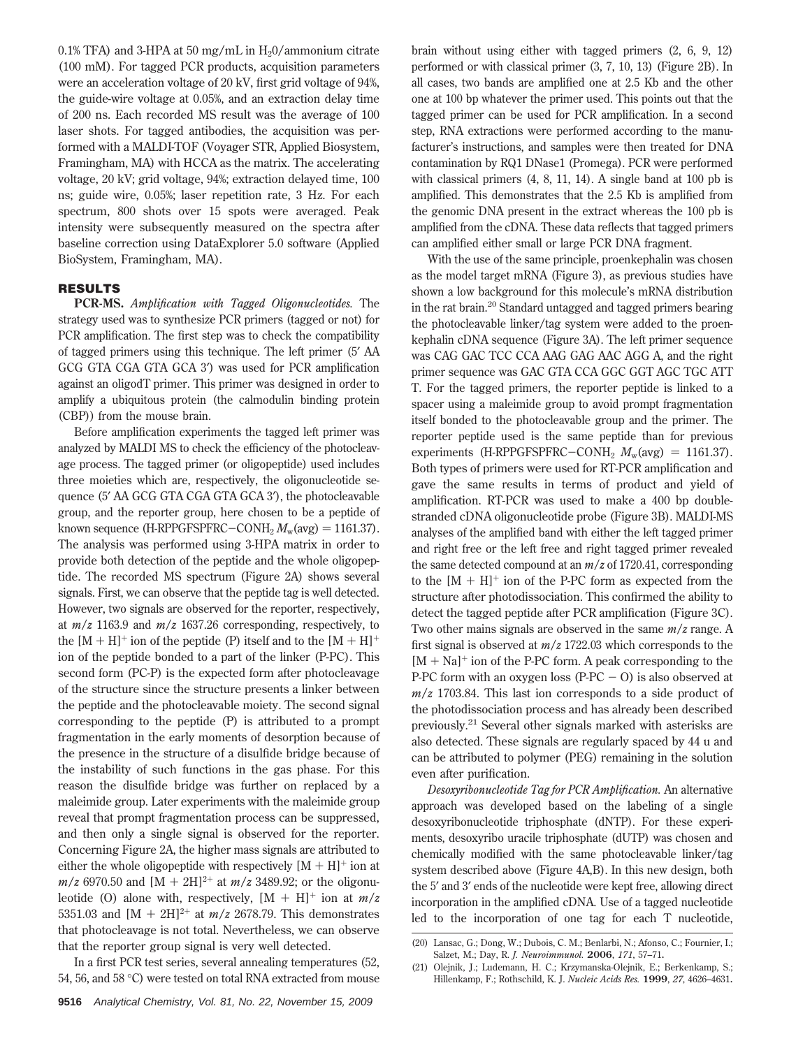0.1% TFA) and 3-HPA at 50 mg/mL in $H_2O$/ammonium citrate (100 mM). For tagged PCR products, acquisition parameters were an acceleration voltage of 20 kV, first grid voltage of 94%, the guide-wire voltage at 0.05%, and an extraction delay time of 200 ns. Each recorded MS result was the average of 100 laser shots. For tagged antibodies, the acquisition was performed with a MALDI-TOF (Voyager STR, Applied Biosystem, Framingham, MA) with HCCA as the matrix. The accelerating voltage, 20 kV; grid voltage, 94%; extraction delayed time, 100 ns; guide wire, 0.05%; laser repetition rate, 3 Hz. For each spectrum, 800 shots over 15 spots were averaged. Peak intensity were subsequently measured on the spectra after baseline correction using DataExplorer 5.0 software (Applied BioSystem, Framingham, MA).

## RESULTS

**PCR-MS.** *Amplification with Tagged Oligonucleotides.* The strategy used was to synthesize PCR primers (tagged or not) for PCR amplification. The first step was to check the compatibility of tagged primers using this technique. The left primer (5′ AA GCG GTA CGA GTA GCA 3′) was used for PCR amplification against an oligodT primer. This primer was designed in order to amplify a ubiquitous protein (the calmodulin binding protein (CBP)) from the mouse brain.

Before amplification experiments the tagged left primer was analyzed by MALDI MS to check the efficiency of the photocleavage process. The tagged primer (or oligopeptide) used includes three moieties which are, respectively, the oligonucleotide sequence (5′ AA GCG GTA CGA GTA GCA 3′), the photocleavable group, and the reporter group, here chosen to be a peptide of known sequence (H-RPPGFSPFRC−$CONH_2$ $M_w$(avg) = 1161.37). The analysis was performed using 3-HPA matrix in order to provide both detection of the peptide and the whole oligopeptide. The recorded MS spectrum (Figure 2A) shows several signals. First, we can observe that the peptide tag is well detected. However, two signals are observed for the reporter, respectively, at $m/z$ 1163.9 and $m/z$ 1637.26 corresponding, respectively, to the $[M + H]^+$ ion of the peptide (P) itself and to the $[M + H]^+$ ion of the peptide bonded to a part of the linker (P-PC). This second form (PC-P) is the expected form after photocleavage of the structure since the structure presents a linker between the peptide and the photocleavable moiety. The second signal corresponding to the peptide (P) is attributed to a prompt fragmentation in the early moments of desorption because of the presence in the structure of a disulfide bridge because of the instability of such functions in the gas phase. For this reason the disulfide bridge was further on replaced by a maleimide group. Later experiments with the maleimide group reveal that prompt fragmentation process can be suppressed, and then only a single signal is observed for the reporter. Concerning Figure 2A, the higher mass signals are attributed to either the whole oligopeptide with respectively $[M + H]^+$ ion at $m/z$ 6970.50 and $[M + 2H]^{2+}$ at $m/z$ 3489.92; or the oligonucleotide (O) alone with, respectively, $[M + H]^+$ ion at $m/z$ 5351.03 and $[M + 2H]^{2+}$ at $m/z$ 2678.79. This demonstrates that photocleavage is not total. Nevertheless, we can observe that the reporter group signal is very well detected.

In a first PCR test series, several annealing temperatures (52, 54, 56, and 58 °C) were tested on total RNA extracted from mouse brain without using either with tagged primers (2, 6, 9, 12) performed or with classical primer (3, 7, 10, 13) (Figure 2B). In all cases, two bands are amplified one at 2.5 Kb and the other one at 100 bp whatever the primer used. This points out that the tagged primer can be used for PCR amplification. In a second step, RNA extractions were performed according to the manufacturer's instructions, and samples were then treated for DNA contamination by RQ1 DNase1 (Promega). PCR were performed with classical primers (4, 8, 11, 14). A single band at 100 pb is amplified. This demonstrates that the 2.5 Kb is amplified from the genomic DNA present in the extract whereas the 100 pb is amplified from the cDNA. These data reflects that tagged primers can amplified either small or large PCR DNA fragment.

With the use of the same principle, proenkephalin was chosen as the model target mRNA (Figure 3), as previous studies have shown a low background for this molecule's mRNA distribution in the rat brain.[20] Standard untagged and tagged primers bearing the photocleavable linker/tag system were added to the proenkephalin cDNA sequence (Figure 3A). The left primer sequence was CAG GAC TCC CCA AAG GAG AAC AGG A, and the right primer sequence was GAC GTA CCA GGC GGT AGC TGC ATT T. For the tagged primers, the reporter peptide is linked to a spacer using a maleimide group to avoid prompt fragmentation itself bonded to the photocleavable group and the primer. The reporter peptide used is the same peptide than for previous experiments (H-RPPGFSPFRC−$CONH_2$ $M_w$(avg) = 1161.37). Both types of primers were used for RT-PCR amplification and gave the same results in terms of product and yield of amplification. RT-PCR was used to make a 400 bp double-stranded cDNA oligonucleotide probe (Figure 3B). MALDI-MS analyses of the amplified band with either the left tagged primer and right free or the left free and right tagged primer revealed the same detected compound at an $m/z$ of 1720.41, corresponding to the $[M + H]^+$ ion of the P-PC form as expected from the structure after photodissociation. This confirmed the ability to detect the tagged peptide after PCR amplification (Figure 3C). Two other mains signals are observed in the same $m/z$ range. A first signal is observed at $m/z$ 1722.03 which corresponds to the $[M + Na]^+$ ion of the P-PC form. A peak corresponding to the P-PC form with an oxygen loss (P-PC − O) is also observed at $m/z$ 1703.84. This last ion corresponds to a side product of the photodissociation process and has already been described previously.[21] Several other signals marked with asterisks are also detected. These signals are regularly spaced by 44 u and can be attributed to polymer (PEG) remaining in the solution even after purification.

*Desoxyribonucleotide Tag for PCR Amplification.* An alternative approach was developed based on the labeling of a single desoxyribonucleotide triphosphate (dNTP). For these experiments, desoxyribo uracile triphosphate (dUTP) was chosen and chemically modified with the same photocleavable linker/tag system described above (Figure 4A,B). In this new design, both the 5′ and 3′ ends of the nucleotide were kept free, allowing direct incorporation in the amplified cDNA. Use of a tagged nucleotide led to the incorporation of one tag for each T nucleotide,

(20) Lansac, G.; Dong, W.; Dubois, C. M.; Benlarbi, N.; Afonso, C.; Fournier, I.; Salzet, M.; Day, R. *J. Neuroimmunol.* **2006**, *171*, 57–71.

(21) Olejnik, J.; Ludemann, H. C.; Krzymanska-Olejnik, E.; Berkenkamp, S.; Hillenkamp, F.; Rothschild, K. J. *Nucleic Acids Res.* **1999**, *27*, 4626–4631.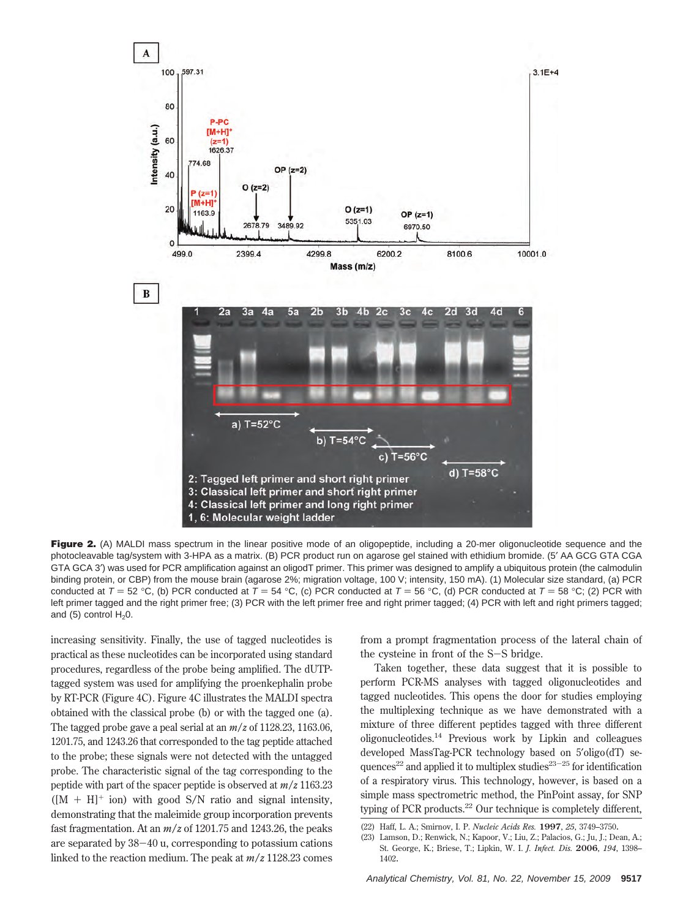**Figure 2.** (A) MALDI mass spectrum in the linear positive mode of an oligopeptide, including a 20-mer oligonucleotide sequence and the photocleavable tag/system with 3-HPA as a matrix. (B) PCR product run on agarose gel stained with ethidium bromide. (5′ AA GCG GTA CGA GTA GCA 3′) was used for PCR amplification against an oligodT primer. This primer was designed to amplify a ubiquitous protein (the calmodulin binding protein, or CBP) from the mouse brain (agarose 2%; migration voltage, 100 V; intensity, 150 mA). (1) Molecular size standard, (a) PCR conducted at $T = 52$ °C, (b) PCR conducted at $T = 54$ °C, (c) PCR conducted at $T = 56$ °C, (d) PCR conducted at $T = 58$ °C; (2) PCR with left primer tagged and the right primer free; (3) PCR with the left primer free and right primer tagged; (4) PCR with left and right primers tagged; and (5) control $H_2O$.

increasing sensitivity. Finally, the use of tagged nucleotides is practical as these nucleotides can be incorporated using standard procedures, regardless of the probe being amplified. The dUTP-tagged system was used for amplifying the proenkephalin probe by RT-PCR (Figure 4C). Figure 4C illustrates the MALDI spectra obtained with the classical probe (b) or with the tagged one (a). The tagged probe gave a peal serial at an $m/z$ of 1128.23, 1163.06, 1201.75, and 1243.26 that corresponded to the tag peptide attached to the probe; these signals were not detected with the untagged probe. The characteristic signal of the tag corresponding to the peptide with part of the spacer peptide is observed at $m/z$ 1163.23 ($[M + H]^+$ ion) with good S/N ratio and signal intensity, demonstrating that the maleimide group incorporation prevents fast fragmentation. At an $m/z$ of 1201.75 and 1243.26, the peaks are separated by 38−40 u, corresponding to potassium cations linked to the reaction medium. The peak at $m/z$ 1128.23 comes from a prompt fragmentation process of the lateral chain of the cysteine in front of the S−S bridge.

Taken together, these data suggest that it is possible to perform PCR-MS analyses with tagged oligonucleotides and tagged nucleotides. This opens the door for studies employing the multiplexing technique as we have demonstrated with a mixture of three different peptides tagged with three different oligonucleotides.[14] Previous work by Lipkin and colleagues developed MassTag-PCR technology based on 5′oligo(dT) sequences[22] and applied it to multiplex studies[23−25] for identification of a respiratory virus. This technology, however, is based on a simple mass spectrometric method, the PinPoint assay, for SNP typing of PCR products.[22] Our technique is completely different,

(22) Haff, L. A.; Smirnov, I. P. *Nucleic Acids Res.* **1997**, *25*, 3749–3750.
(23) Lamson, D.; Renwick, N.; Kapoor, V.; Liu, Z.; Palacios, G.; Ju, J.; Dean, A.; St. George, K.; Briese, T.; Lipkin, W. I. *J. Infect. Dis.* **2006**, *194*, 1398–1402.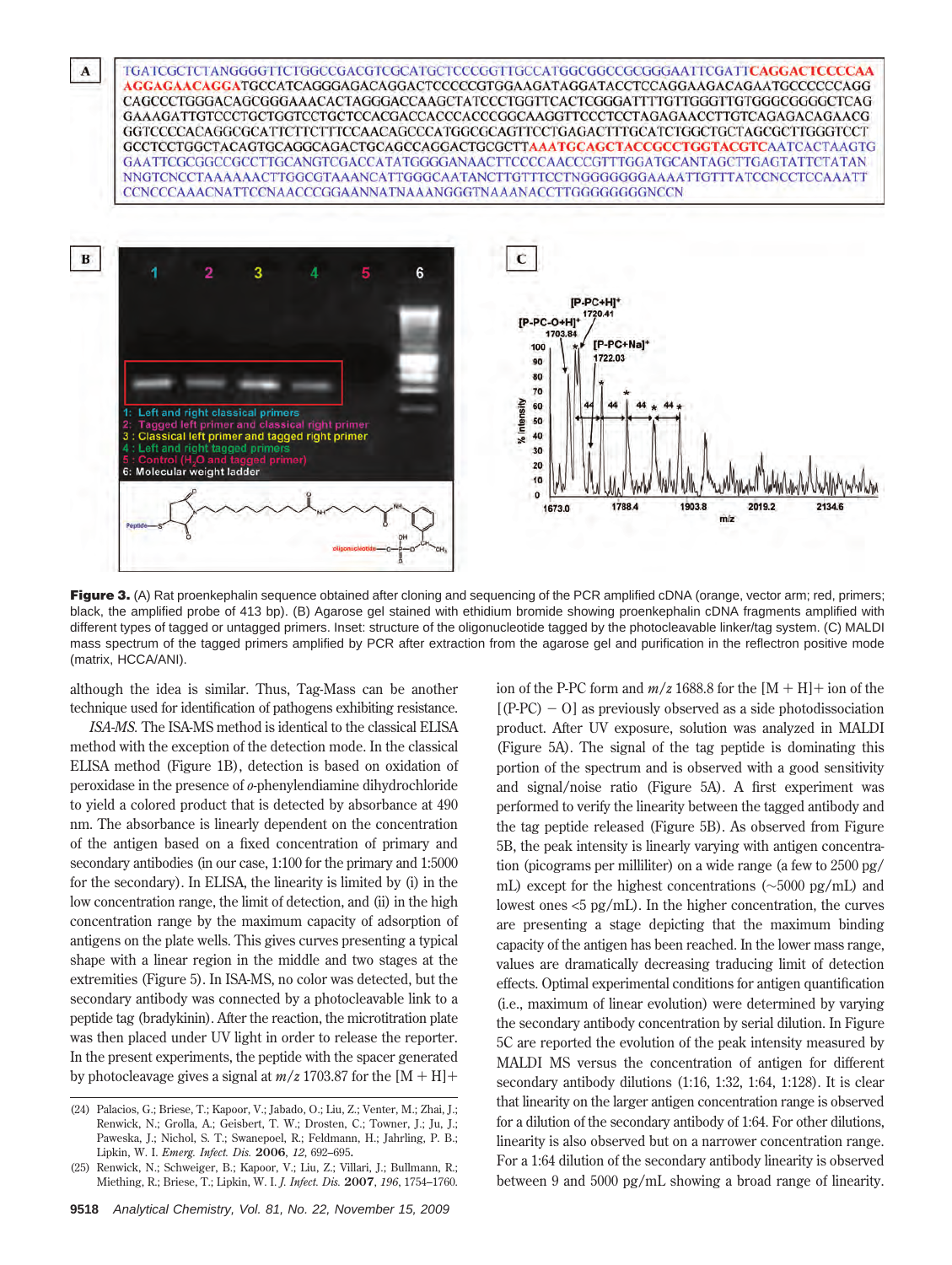**Figure 3.** (A) Rat proenkephalin sequence obtained after cloning and sequencing of the PCR amplified cDNA (orange, vector arm; red, primers; black, the amplified probe of 413 bp). (B) Agarose gel stained with ethidium bromide showing proenkephalin cDNA fragments amplified with different types of tagged or untagged primers. Inset: structure of the oligonucleotide tagged by the photocleavable linker/tag system. (C) MALDI mass spectrum of the tagged primers amplified by PCR after extraction from the agarose gel and purification in the reflectron positive mode (matrix, HCCA/ANI).

although the idea is similar. Thus, Tag-Mass can be another technique used for identification of pathogens exhibiting resistance.

*ISA-MS.* The ISA-MS method is identical to the classical ELISA method with the exception of the detection mode. In the classical ELISA method (Figure 1B), detection is based on oxidation of peroxidase in the presence of *o*-phenylendiamine dihydrochloride to yield a colored product that is detected by absorbance at 490 nm. The absorbance is linearly dependent on the concentration of the antigen based on a fixed concentration of primary and secondary antibodies (in our case, 1:100 for the primary and 1:5000 for the secondary). In ELISA, the linearity is limited by (i) in the low concentration range, the limit of detection, and (ii) in the high concentration range by the maximum capacity of adsorption of antigens on the plate wells. This gives curves presenting a typical shape with a linear region in the middle and two stages at the extremities (Figure 5). In ISA-MS, no color was detected, but the secondary antibody was connected by a photocleavable link to a peptide tag (bradykinin). After the reaction, the microtitration plate was then placed under UV light in order to release the reporter. In the present experiments, the peptide with the spacer generated by photocleavage gives a signal at $m/z$ 1703.87 for the [M + H]+ ion of the P-PC form and $m/z$ 1688.8 for the [M + H]+ ion of the [(P-PC) − O] as previously observed as a side photodissociation product. After UV exposure, solution was analyzed in MALDI (Figure 5A). The signal of the tag peptide is dominating this portion of the spectrum and is observed with a good sensitivity and signal/noise ratio (Figure 5A). A first experiment was performed to verify the linearity between the tagged antibody and the tag peptide released (Figure 5B). As observed from Figure 5B, the peak intensity is linearly varying with antigen concentration (picograms per milliliter) on a wide range (a few to 2500 pg/mL) except for the highest concentrations (~5000 pg/mL) and lowest ones <5 pg/mL). In the higher concentration, the curves are presenting a stage depicting that the maximum binding capacity of the antigen has been reached. In the lower mass range, values are dramatically decreasing traducing limit of detection effects. Optimal experimental conditions for antigen quantification (i.e., maximum of linear evolution) were determined by varying the secondary antibody concentration by serial dilution. In Figure 5C are reported the evolution of the peak intensity measured by MALDI MS versus the concentration of antigen for different secondary antibody dilutions (1:16, 1:32, 1:64, 1:128). It is clear that linearity on the larger antigen concentration range is observed for a dilution of the secondary antibody of 1:64. For other dilutions, linearity is also observed but on a narrower concentration range. For a 1:64 dilution of the secondary antibody linearity is observed between 9 and 5000 pg/mL showing a broad range of linearity.

(24) Palacios, G.; Briese, T.; Kapoor, V.; Jabado, O.; Liu, Z.; Venter, M.; Zhai, J.; Renwick, N.; Grolla, A.; Geisbert, T. W.; Drosten, C.; Towner, J.; Ju, J.; Paweska, J.; Nichol, S. T.; Swanepoel, R.; Feldmann, H.; Jahrling, P. B.; Lipkin, W. I. *Emerg. Infect. Dis.* **2006**, *12*, 692–695.

(25) Renwick, N.; Schweiger, B.; Kapoor, V.; Liu, Z.; Villari, J.; Bullmann, R.; Miething, R.; Briese, T.; Lipkin, W. I. *J. Infect. Dis.* **2007**, *196*, 1754–1760.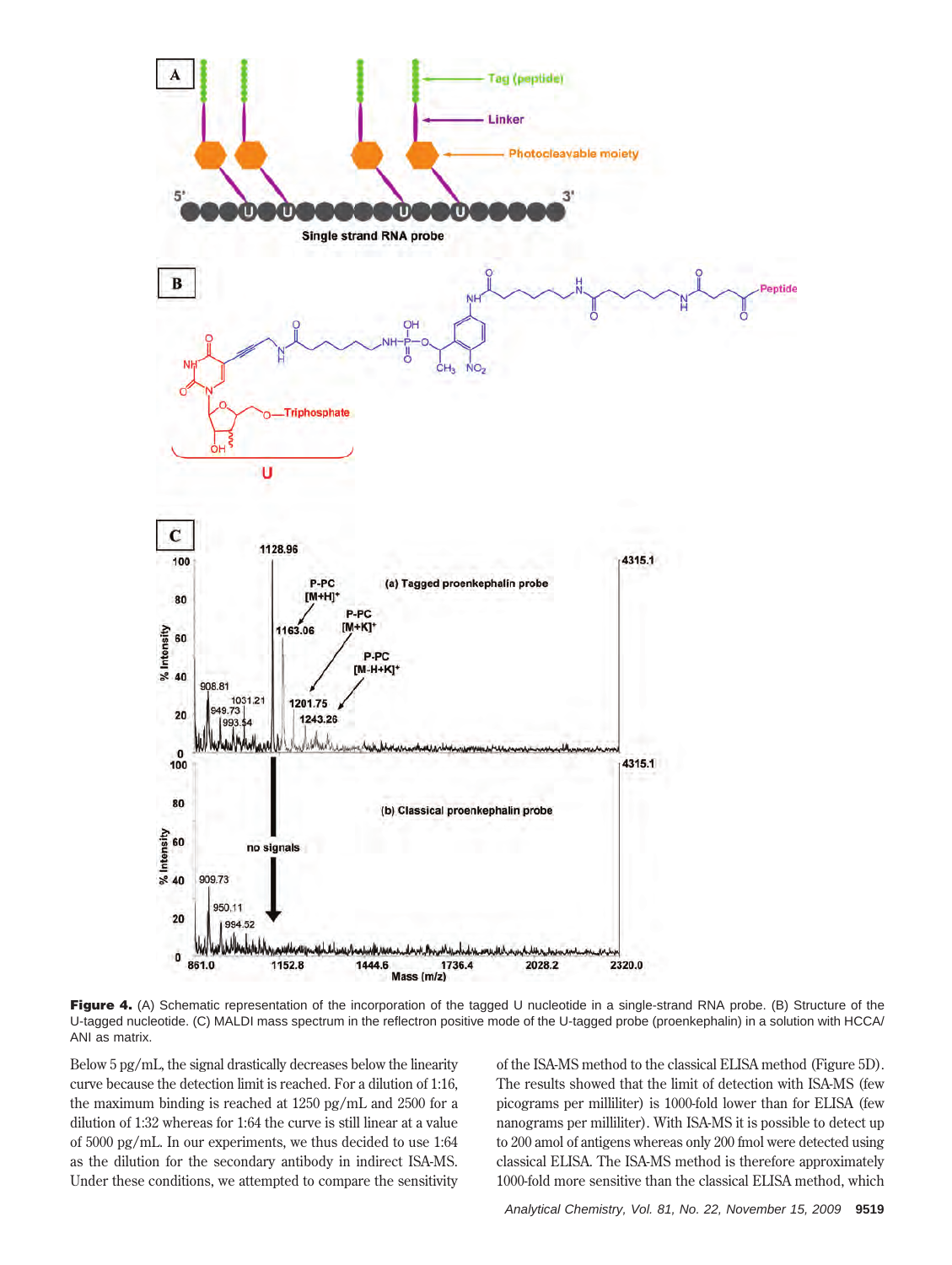**Figure 4.** (A) Schematic representation of the incorporation of the tagged U nucleotide in a single-strand RNA probe. (B) Structure of the U-tagged nucleotide. (C) MALDI mass spectrum in the reflectron positive mode of the U-tagged probe (proenkephalin) in a solution with HCCA/ANI as matrix.

Below 5 pg/mL, the signal drastically decreases below the linearity curve because the detection limit is reached. For a dilution of 1:16, the maximum binding is reached at 1250 pg/mL and 2500 for a dilution of 1:32 whereas for 1:64 the curve is still linear at a value of 5000 pg/mL. In our experiments, we thus decided to use 1:64 as the dilution for the secondary antibody in indirect ISA-MS. Under these conditions, we attempted to compare the sensitivity of the ISA-MS method to the classical ELISA method (Figure 5D). The results showed that the limit of detection with ISA-MS (few picograms per milliliter) is 1000-fold lower than for ELISA (few nanograms per milliliter). With ISA-MS it is possible to detect up to 200 amol of antigens whereas only 200 fmol were detected using classical ELISA. The ISA-MS method is therefore approximately 1000-fold more sensitive than the classical ELISA method, which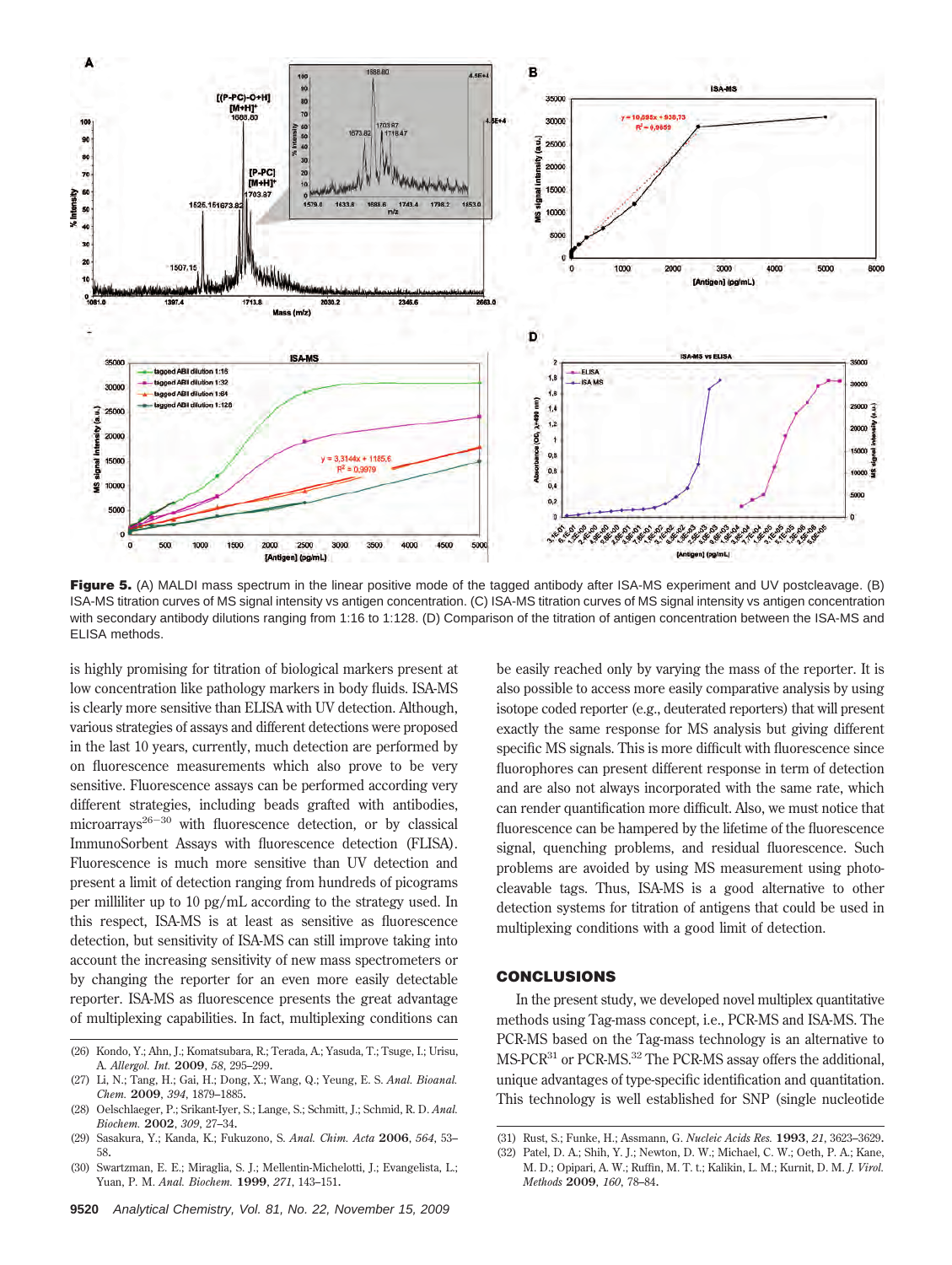A

[(P-PC)-O+H]
[M+H]+
1688.60

[P-PC]
[M+H]+
1703.87

1525.15
1673.82
1507.15

% Intensity
Mass (m/z)

1688.60
1673.82
1703.87
1718.47
4.5E+4

B

ISA-MS

y = 10,035x + 938,73
$R^2$ = 0,9859

MS signal intensity (a.u.)
[Antigen] (pg/mL)

ISA-MS

tagged ABII dilution 1:16
tagged ABII dilution 1:32
tagged ABII dilution 1:64
tagged ABII dilution 1:128

y = 3,3144x + 1185,6
$R^2$ = 0,9979

MS signal intensity (a.u.)
[Antigen] (pg/mL)

D

ISA-MS vs ELISA

ELISA
ISA MS

Absorbance (OD, λ=490 nm)
MS signal intensity (a.u.)
[Antigen] (pg/mL)

**Figure 5.** (A) MALDI mass spectrum in the linear positive mode of the tagged antibody after ISA-MS experiment and UV postcleavage. (B) ISA-MS titration curves of MS signal intensity vs antigen concentration. (C) ISA-MS titration curves of MS signal intensity vs antigen concentration with secondary antibody dilutions ranging from 1:16 to 1:128. (D) Comparison of the titration of antigen concentration between the ISA-MS and ELISA methods.

is highly promising for titration of biological markers present at low concentration like pathology markers in body fluids. ISA-MS is clearly more sensitive than ELISA with UV detection. Although, various strategies of assays and different detections were proposed in the last 10 years, currently, much detection are performed by on fluorescence measurements which also prove to be very sensitive. Fluorescence assays can be performed according very different strategies, including beads grafted with antibodies, microarrays[26−30] with fluorescence detection, or by classical ImmunoSorbent Assays with fluorescence detection (FLISA). Fluorescence is much more sensitive than UV detection and present a limit of detection ranging from hundreds of picograms per milliliter up to 10 pg/mL according to the strategy used. In this respect, ISA-MS is at least as sensitive as fluorescence detection, but sensitivity of ISA-MS can still improve taking into account the increasing sensitivity of new mass spectrometers or by changing the reporter for an even more easily detectable reporter. ISA-MS as fluorescence presents the great advantage of multiplexing capabilities. In fact, multiplexing conditions can be easily reached only by varying the mass of the reporter. It is also possible to access more easily comparative analysis by using isotope coded reporter (e.g., deuterated reporters) that will present exactly the same response for MS analysis but giving different specific MS signals. This is more difficult with fluorescence since fluorophores can present different response in term of detection and are also not always incorporated with the same rate, which can render quantification more difficult. Also, we must notice that fluorescence can be hampered by the lifetime of the fluorescence signal, quenching problems, and residual fluorescence. Such problems are avoided by using MS measurement using photocleavable tags. Thus, ISA-MS is a good alternative to other detection systems for titration of antigens that could be used in multiplexing conditions with a good limit of detection.

## CONCLUSIONS

In the present study, we developed novel multiplex quantitative methods using Tag-mass concept, i.e., PCR-MS and ISA-MS. The PCR-MS based on the Tag-mass technology is an alternative to MS-PCR[31] or PCR-MS.[32] The PCR-MS assay offers the additional, unique advantages of type-specific identification and quantitation. This technology is well established for SNP (single nucleotide

(26) Kondo, Y.; Ahn, J.; Komatsubara, R.; Terada, A.; Yasuda, T.; Tsuge, I.; Urisu, A. *Allergol. Int.* **2009**, *58*, 295–299.
(27) Li, N.; Tang, H.; Gai, H.; Dong, X.; Wang, Q.; Yeung, E. S. *Anal. Bioanal. Chem.* **2009**, *394*, 1879–1885.
(28) Oelschlaeger, P.; Srikant-Iyer, S.; Lange, S.; Schmitt, J.; Schmid, R. D. *Anal. Biochem.* **2002**, *309*, 27–34.
(29) Sasakura, Y.; Kanda, K.; Fukuzono, S. *Anal. Chim. Acta* **2006**, *564*, 53–58.
(30) Swartzman, E. E.; Miraglia, S. J.; Mellentin-Michelotti, J.; Evangelista, L.; Yuan, P. M. *Anal. Biochem.* **1999**, *271*, 143–151.
(31) Rust, S.; Funke, H.; Assmann, G. *Nucleic Acids Res.* **1993**, *21*, 3623–3629.
(32) Patel, D. A.; Shih, Y. J.; Newton, D. W.; Michael, C. W.; Oeth, P. A.; Kane, M. D.; Opipari, A. W.; Ruffin, M. T. t.; Kalikin, L. M.; Kurnit, D. M. *J. Virol. Methods* **2009**, *160*, 78–84.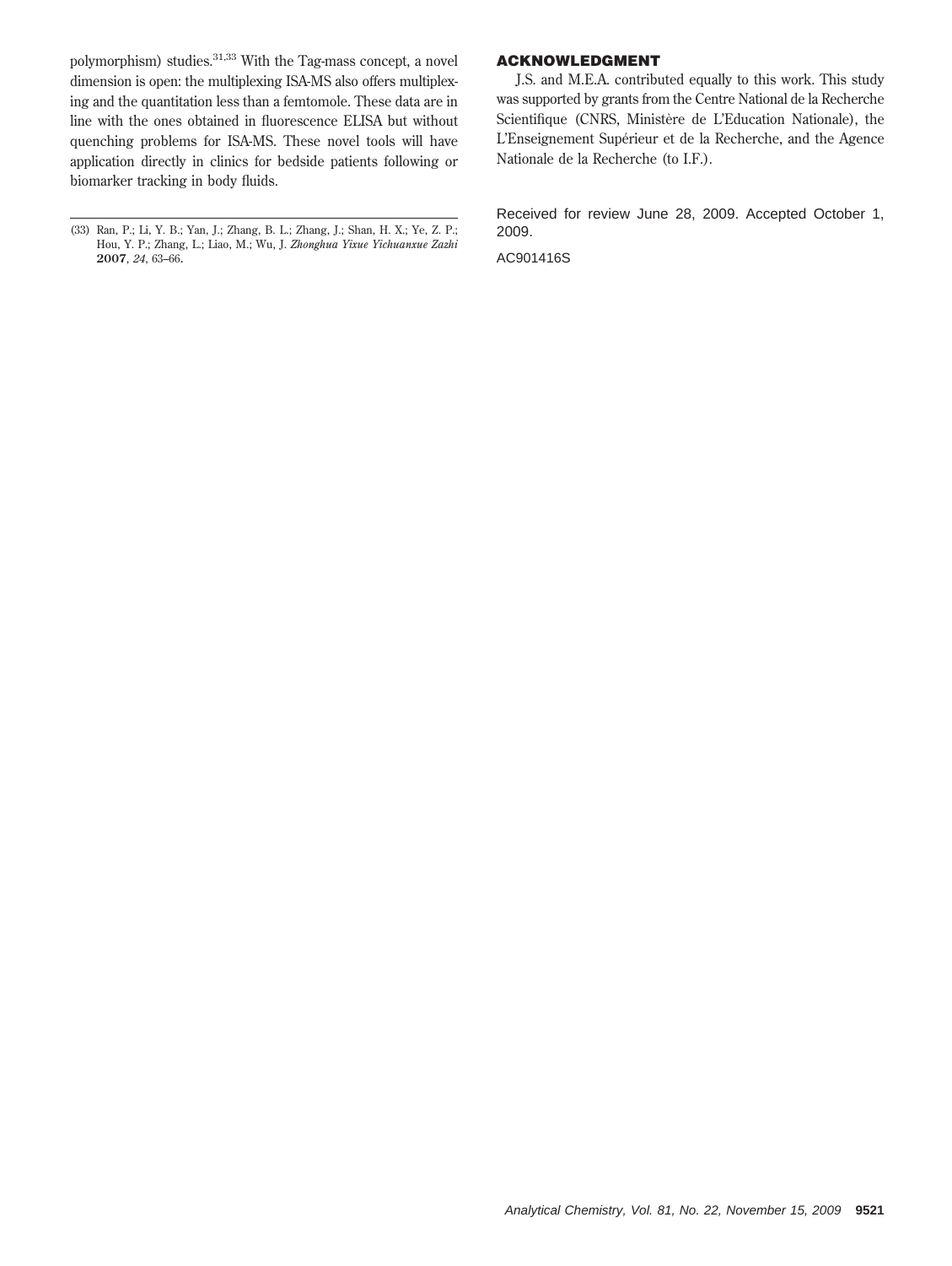polymorphism) studies.[31,33] With the Tag-mass concept, a novel dimension is open: the multiplexing ISA-MS also offers multiplexing and the quantitation less than a femtomole. These data are in line with the ones obtained in fluorescence ELISA but without quenching problems for ISA-MS. These novel tools will have application directly in clinics for bedside patients following or biomarker tracking in body fluids.

## ACKNOWLEDGMENT

J.S. and M.E.A. contributed equally to this work. This study was supported by grants from the Centre National de la Recherche Scientifique (CNRS, Ministère de L'Education Nationale), the L'Enseignement Supérieur et de la Recherche, and the Agence Nationale de la Recherche (to I.F.).

Received for review June 28, 2009. Accepted October 1, 2009.

AC901416S

(33) Ran, P.; Li, Y. B.; Yan, J.; Zhang, B. L.; Zhang, J.; Shan, H. X.; Ye, Z. P.; Hou, Y. P.; Zhang, L.; Liao, M.; Wu, J. *Zhonghua Yixue Yichuanxue Zazhi* **2007**, *24*, 63–66.